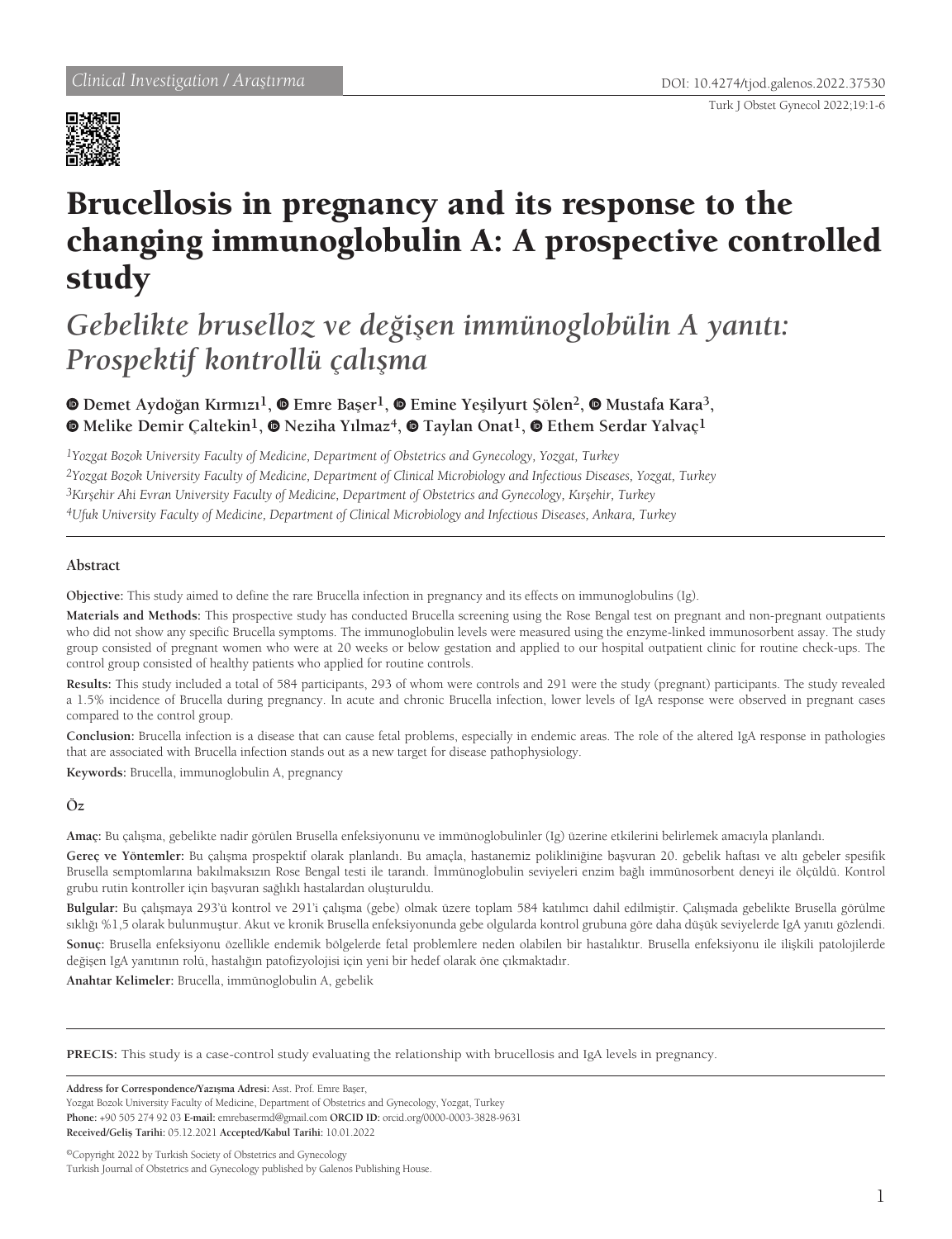Clinical Investigation / Araştırma

DOI: 10.4274/tjod.galenos.2022.37530

# Brucellosis in pregnancy and its response to the changing immunoglobulin A: A prospective controlled study

## *Gebelikte bruselloz ve değişen immünoglobülin A yanıtı: Prospektif kontrollü çalışma*

**Demet Aydoğan Kırmızı[1], Emre Başer[1], Emine Yeşilyurt Şölen[2], Mustafa Kara[3], Melike Demir Çaltekin[1], Neziha Yılmaz[4], Taylan Onat[1], Ethem Serdar Yalvaç[1]**

*[1]Yozgat Bozok University Faculty of Medicine, Department of Obstetrics and Gynecology, Yozgat, Turkey*
*[2]Yozgat Bozok University Faculty of Medicine, Department of Clinical Microbiology and Infectious Diseases, Yozgat, Turkey*
*[3]Kırşehir Ahi Evran University Faculty of Medicine, Department of Obstetrics and Gynecology, Kırşehir, Turkey*
*[4]Ufuk University Faculty of Medicine, Department of Clinical Microbiology and Infectious Diseases, Ankara, Turkey*

### Abstract

**Objective:** This study aimed to define the rare Brucella infection in pregnancy and its effects on immunoglobulins (Ig).

**Materials and Methods:** This prospective study has conducted Brucella screening using the Rose Bengal test on pregnant and non-pregnant outpatients who did not show any specific Brucella symptoms. The immunoglobulin levels were measured using the enzyme-linked immunosorbent assay. The study group consisted of pregnant women who were at 20 weeks or below gestation and applied to our hospital outpatient clinic for routine check-ups. The control group consisted of healthy patients who applied for routine controls.

**Results:** This study included a total of 584 participants, 293 of whom were controls and 291 were the study (pregnant) participants. The study revealed a 1.5% incidence of Brucella during pregnancy. In acute and chronic Brucella infection, lower levels of IgA response were observed in pregnant cases compared to the control group.

**Conclusion:** Brucella infection is a disease that can cause fetal problems, especially in endemic areas. The role of the altered IgA response in pathologies that are associated with Brucella infection stands out as a new target for disease pathophysiology.

**Keywords:** Brucella, immunoglobulin A, pregnancy

### Öz

**Amaç:** Bu çalışma, gebelikte nadir görülen Brusella enfeksiyonunu ve immünoglobulinler (Ig) üzerine etkilerini belirlemek amacıyla planlandı.

**Gereç ve Yöntemler:** Bu çalışma prospektif olarak planlandı. Bu amaçla, hastanemiz polikliniğine başvuran 20. gebelik haftası ve altı gebeler spesifik Brusella semptomlarına bakılmaksızın Rose Bengal testi ile tarandı. İmmünoglobulin seviyeleri enzim bağlı immünosorbent deneyi ile ölçüldü. Kontrol grubu rutin kontroller için başvuran sağlıklı hastalardan oluşturuldu.

**Bulgular:** Bu çalışmaya 293'ü kontrol ve 291'i çalışma (gebe) olmak üzere toplam 584 katılımcı dahil edilmiştir. Çalışmada gebelikte Brusella görülme sıklığı %1,5 olarak bulunmuştur. Akut ve kronik Brusella enfeksiyonunda gebe olgularda kontrol grubuna göre daha düşük seviyelerde IgA yanıtı gözlendi.

**Sonuç:** Brusella enfeksiyonu özellikle endemik bölgelerde fetal problemlere neden olabilen bir hastalıktır. Brusella enfeksiyonu ile ilişkili patolojilerde değişen IgA yanıtının rolü, hastalığın patofizyolojisi için yeni bir hedef olarak öne çıkmaktadır.

**Anahtar Kelimeler:** Brucella, immünoglobulin A, gebelik

**PRECIS:** This study is a case-control study evaluating the relationship with brucellosis and IgA levels in pregnancy.

**Address for Correspondence/Yazışma Adresi:** Asst. Prof. Emre Başer,
Yozgat Bozok University Faculty of Medicine, Department of Obstetrics and Gynecology, Yozgat, Turkey
**Phone:** +90 505 274 92 03 **E-mail:** emrebasermd@gmail.com **ORCID ID:** orcid.org/0000-0003-3828-9631
**Received/Geliş Tarihi:** 05.12.2021 **Accepted/Kabul Tarihi:** 10.01.2022

©Copyright 2022 by Turkish Society of Obstetrics and Gynecology
Turkish Journal of Obstetrics and Gynecology published by Galenos Publishing House.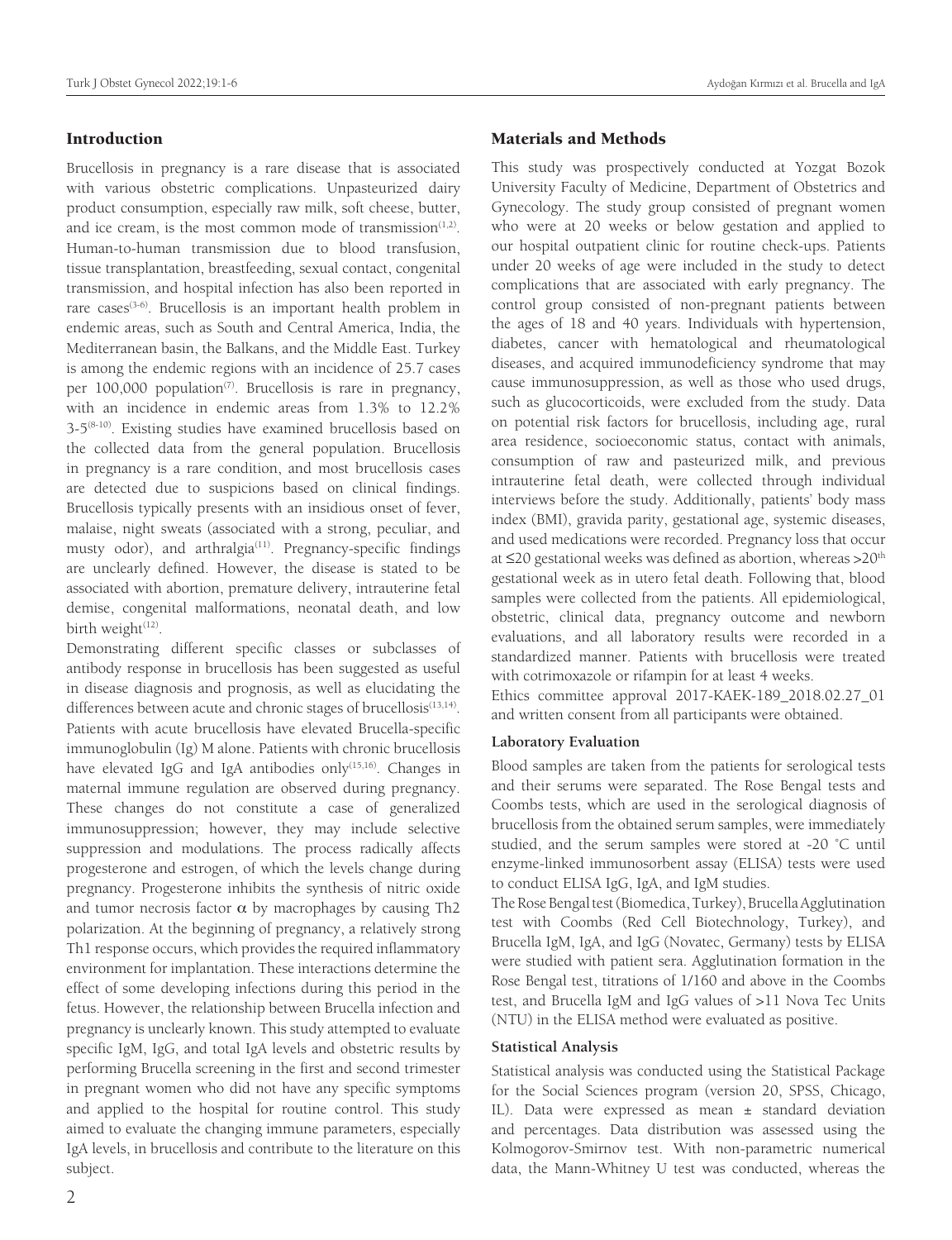## Introduction

Brucellosis in pregnancy is a rare disease that is associated with various obstetric complications. Unpasteurized dairy product consumption, especially raw milk, soft cheese, butter, and ice cream, is the most common mode of transmission[1,2]. Human-to-human transmission due to blood transfusion, tissue transplantation, breastfeeding, sexual contact, congenital transmission, and hospital infection has also been reported in rare cases[3-6]. Brucellosis is an important health problem in endemic areas, such as South and Central America, India, the Mediterranean basin, the Balkans, and the Middle East. Turkey is among the endemic regions with an incidence of 25.7 cases per 100,000 population[7]. Brucellosis is rare in pregnancy, with an incidence in endemic areas from 1.3% to 12.2% 3-5[8-10]. Existing studies have examined brucellosis based on the collected data from the general population. Brucellosis in pregnancy is a rare condition, and most brucellosis cases are detected due to suspicions based on clinical findings. Brucellosis typically presents with an insidious onset of fever, malaise, night sweats (associated with a strong, peculiar, and musty odor), and arthralgia[11]. Pregnancy-specific findings are unclearly defined. However, the disease is stated to be associated with abortion, premature delivery, intrauterine fetal demise, congenital malformations, neonatal death, and low birth weight[12].

Demonstrating different specific classes or subclasses of antibody response in brucellosis has been suggested as useful in disease diagnosis and prognosis, as well as elucidating the differences between acute and chronic stages of brucellosis[13,14]. Patients with acute brucellosis have elevated Brucella-specific immunoglobulin (Ig) M alone. Patients with chronic brucellosis have elevated IgG and IgA antibodies only[15,16]. Changes in maternal immune regulation are observed during pregnancy. These changes do not constitute a case of generalized immunosuppression; however, they may include selective suppression and modulations. The process radically affects progesterone and estrogen, of which the levels change during pregnancy. Progesterone inhibits the synthesis of nitric oxide and tumor necrosis factor $\alpha$ by macrophages by causing Th2 polarization. At the beginning of pregnancy, a relatively strong Th1 response occurs, which provides the required inflammatory environment for implantation. These interactions determine the effect of some developing infections during this period in the fetus. However, the relationship between Brucella infection and pregnancy is unclearly known. This study attempted to evaluate specific IgM, IgG, and total IgA levels and obstetric results by performing Brucella screening in the first and second trimester in pregnant women who did not have any specific symptoms and applied to the hospital for routine control. This study aimed to evaluate the changing immune parameters, especially IgA levels, in brucellosis and contribute to the literature on this subject.

## Materials and Methods

This study was prospectively conducted at Yozgat Bozok University Faculty of Medicine, Department of Obstetrics and Gynecology. The study group consisted of pregnant women who were at 20 weeks or below gestation and applied to our hospital outpatient clinic for routine check-ups. Patients under 20 weeks of age were included in the study to detect complications that are associated with early pregnancy. The control group consisted of non-pregnant patients between the ages of 18 and 40 years. Individuals with hypertension, diabetes, cancer with hematological and rheumatological diseases, and acquired immunodeficiency syndrome that may cause immunosuppression, as well as those who used drugs, such as glucocorticoids, were excluded from the study. Data on potential risk factors for brucellosis, including age, rural area residence, socioeconomic status, contact with animals, consumption of raw and pasteurized milk, and previous intrauterine fetal death, were collected through individual interviews before the study. Additionally, patients' body mass index (BMI), gravida parity, gestational age, systemic diseases, and used medications were recorded. Pregnancy loss that occur at ≤20 gestational weeks was defined as abortion, whereas >20th gestational week as in utero fetal death. Following that, blood samples were collected from the patients. All epidemiological, obstetric, clinical data, pregnancy outcome and newborn evaluations, and all laboratory results were recorded in a standardized manner. Patients with brucellosis were treated with cotrimoxazole or rifampin for at least 4 weeks.

Ethics committee approval 2017-KAEK-189_2018.02.27_01 and written consent from all participants were obtained.

### Laboratory Evaluation

Blood samples are taken from the patients for serological tests and their serums were separated. The Rose Bengal tests and Coombs tests, which are used in the serological diagnosis of brucellosis from the obtained serum samples, were immediately studied, and the serum samples were stored at -20 °C until enzyme-linked immunosorbent assay (ELISA) tests were used to conduct ELISA IgG, IgA, and IgM studies.

The Rose Bengal test (Biomedica, Turkey), Brucella Agglutination test with Coombs (Red Cell Biotechnology, Turkey), and Brucella IgM, IgA, and IgG (Novatec, Germany) tests by ELISA were studied with patient sera. Agglutination formation in the Rose Bengal test, titrations of 1/160 and above in the Coombs test, and Brucella IgM and IgG values of >11 Nova Tec Units (NTU) in the ELISA method were evaluated as positive.

### Statistical Analysis

Statistical analysis was conducted using the Statistical Package for the Social Sciences program (version 20, SPSS, Chicago, IL). Data were expressed as mean ± standard deviation and percentages. Data distribution was assessed using the Kolmogorov-Smirnov test. With non-parametric numerical data, the Mann-Whitney U test was conducted, whereas the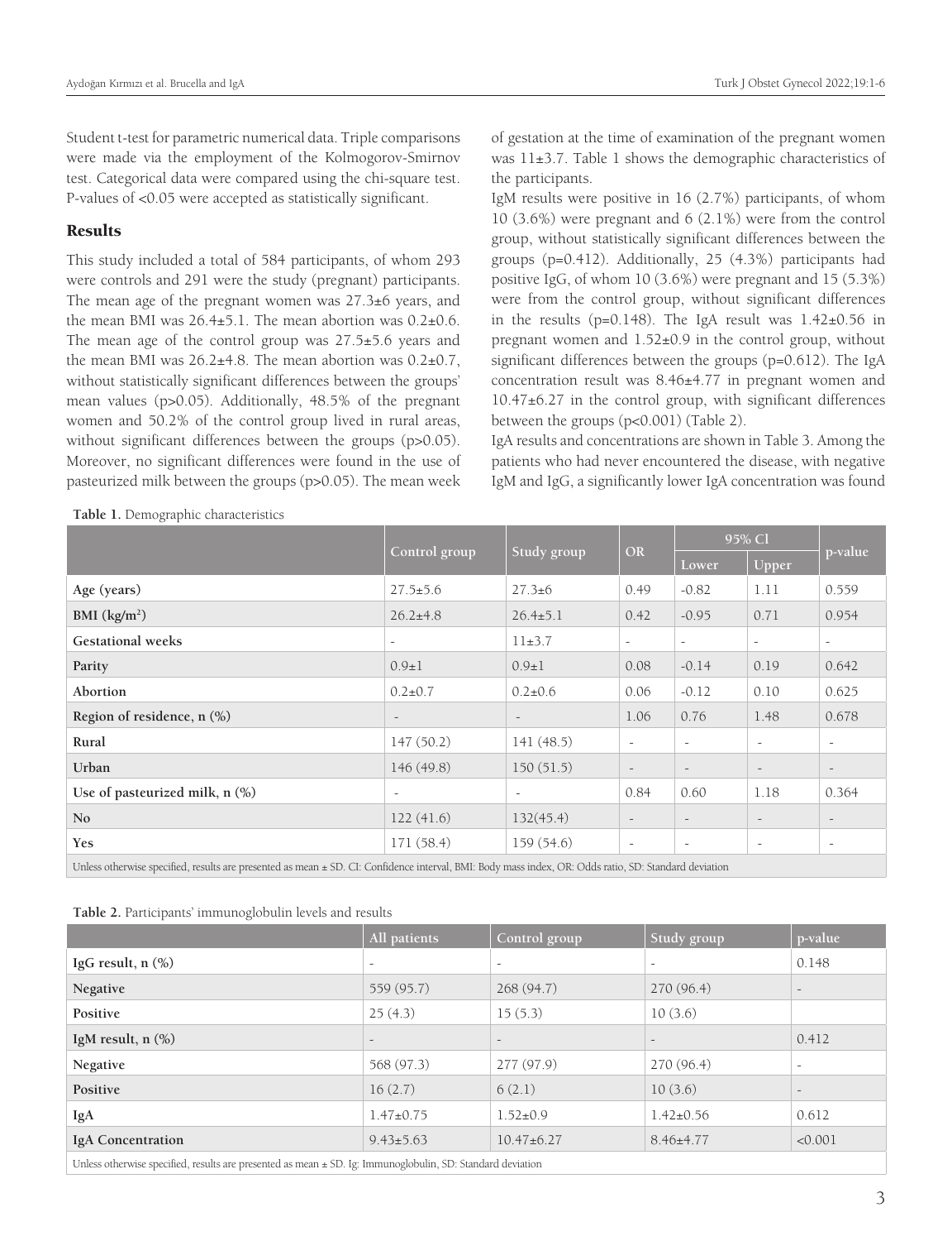Student t-test for parametric numerical data. Triple comparisons were made via the employment of the Kolmogorov-Smirnov test. Categorical data were compared using the chi-square test. P-values of <0.05 were accepted as statistically significant.

## Results

This study included a total of 584 participants, of whom 293 were controls and 291 were the study (pregnant) participants. The mean age of the pregnant women was 27.3±6 years, and the mean BMI was 26.4±5.1. The mean abortion was 0.2±0.6. The mean age of the control group was 27.5±5.6 years and the mean BMI was 26.2±4.8. The mean abortion was 0.2±0.7, without statistically significant differences between the groups' mean values (p>0.05). Additionally, 48.5% of the pregnant women and 50.2% of the control group lived in rural areas, without significant differences between the groups (p>0.05). Moreover, no significant differences were found in the use of pasteurized milk between the groups (p>0.05). The mean week of gestation at the time of examination of the pregnant women was 11±3.7. Table 1 shows the demographic characteristics of the participants.

IgM results were positive in 16 (2.7%) participants, of whom 10 (3.6%) were pregnant and 6 (2.1%) were from the control group, without statistically significant differences between the groups (p=0.412). Additionally, 25 (4.3%) participants had positive IgG, of whom 10 (3.6%) were pregnant and 15 (5.3%) were from the control group, without significant differences in the results (p=0.148). The IgA result was 1.42±0.56 in pregnant women and 1.52±0.9 in the control group, without significant differences between the groups (p=0.612). The IgA concentration result was 8.46±4.77 in pregnant women and 10.47±6.27 in the control group, with significant differences between the groups (p<0.001) (Table 2).

IgA results and concentrations are shown in Table 3. Among the patients who had never encountered the disease, with negative IgM and IgG, a significantly lower IgA concentration was found

**Table 1.** Demographic characteristics

| | Control group | Study group | OR | 95% Cl | | p-value |
|---|---|---|---|---|---|---|
| | | | | Lower | Upper | |
| **Age (years)** | 27.5±5.6 | 27.3±6 | 0.49 | -0.82 | 1.11 | 0.559 |
| **BMI (kg/m²)** | 26.2±4.8 | 26.4±5.1 | 0.42 | -0.95 | 0.71 | 0.954 |
| **Gestational weeks** | - | 11±3.7 | - | - | - | - |
| **Parity** | 0.9±1 | 0.9±1 | 0.08 | -0.14 | 0.19 | 0.642 |
| **Abortion** | 0.2±0.7 | 0.2±0.6 | 0.06 | -0.12 | 0.10 | 0.625 |
| **Region of residence, n (%)** | - | - | 1.06 | 0.76 | 1.48 | 0.678 |
| **Rural** | 147 (50.2) | 141 (48.5) | - | - | - | - |
| **Urban** | 146 (49.8) | 150 (51.5) | - | - | - | - |
| **Use of pasteurized milk, n (%)** | - | - | 0.84 | 0.60 | 1.18 | 0.364 |
| **No** | 122 (41.6) | 132(45.4) | - | - | - | - |
| **Yes** | 171 (58.4) | 159 (54.6) | - | - | - | - |

Unless otherwise specified, results are presented as mean ± SD. CI: Confidence interval, BMI: Body mass index, OR: Odds ratio, SD: Standard deviation

**Table 2.** Participants' immunoglobulin levels and results

| | All patients | Control group | Study group | p-value |
|---|---|---|---|---|
| **IgG result, n (%)** | - | - | - | 0.148 |
| **Negative** | 559 (95.7) | 268 (94.7) | 270 (96.4) | - |
| **Positive** | 25 (4.3) | 15 (5.3) | 10 (3.6) | |
| **IgM result, n (%)** | - | - | - | 0.412 |
| **Negative** | 568 (97.3) | 277 (97.9) | 270 (96.4) | - |
| **Positive** | 16 (2.7) | 6 (2.1) | 10 (3.6) | - |
| **IgA** | 1.47±0.75 | 1.52±0.9 | 1.42±0.56 | 0.612 |
| **IgA Concentration** | 9.43±5.63 | 10.47±6.27 | 8.46±4.77 | <0.001 |

Unless otherwise specified, results are presented as mean ± SD. Ig: Immunoglobulin, SD: Standard deviation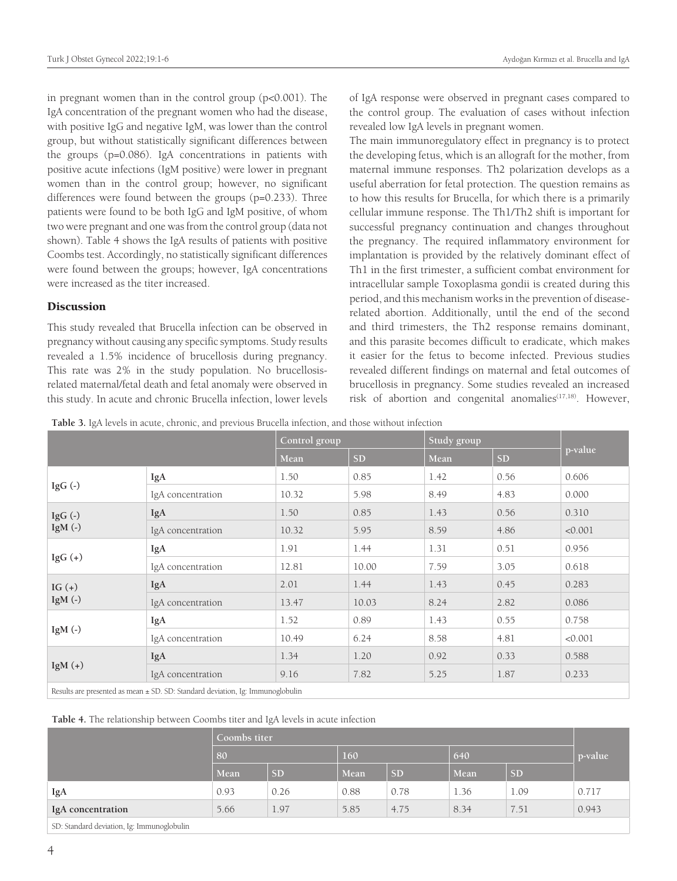in pregnant women than in the control group (p<0.001). The IgA concentration of the pregnant women who had the disease, with positive IgG and negative IgM, was lower than the control group, but without statistically significant differences between the groups (p=0.086). IgA concentrations in patients with positive acute infections (IgM positive) were lower in pregnant women than in the control group; however, no significant differences were found between the groups (p=0.233). Three patients were found to be both IgG and IgM positive, of whom two were pregnant and one was from the control group (data not shown). Table 4 shows the IgA results of patients with positive Coombs test. Accordingly, no statistically significant differences were found between the groups; however, IgA concentrations were increased as the titer increased.

## Discussion

This study revealed that Brucella infection can be observed in pregnancy without causing any specific symptoms. Study results revealed a 1.5% incidence of brucellosis during pregnancy. This rate was 2% in the study population. No brucellosis-related maternal/fetal death and fetal anomaly were observed in this study. In acute and chronic Brucella infection, lower levels of IgA response were observed in pregnant cases compared to the control group. The evaluation of cases without infection revealed low IgA levels in pregnant women.

The main immunoregulatory effect in pregnancy is to protect the developing fetus, which is an allograft for the mother, from maternal immune responses. Th2 polarization develops as a useful aberration for fetal protection. The question remains as to how this results for Brucella, for which there is a primarily cellular immune response. The Th1/Th2 shift is important for successful pregnancy continuation and changes throughout the pregnancy. The required inflammatory environment for implantation is provided by the relatively dominant effect of Th1 in the first trimester, a sufficient combat environment for intracellular sample Toxoplasma gondii is created during this period, and this mechanism works in the prevention of disease-related abortion. Additionally, until the end of the second and third trimesters, the Th2 response remains dominant, and this parasite becomes difficult to eradicate, which makes it easier for the fetus to become infected. Previous studies revealed different findings on maternal and fetal outcomes of brucellosis in pregnancy. Some studies revealed an increased risk of abortion and congenital anomalies[17,18]. However,

**Table 3.** IgA levels in acute, chronic, and previous Brucella infection, and those without infection

| | | Control group | | Study group | | p-value |
|---|---|---|---|---|---|---|
| | | Mean | SD | Mean | SD | |
| IgG (-) | IgA | 1.50 | 0.85 | 1.42 | 0.56 | 0.606 |
| | IgA concentration | 10.32 | 5.98 | 8.49 | 4.83 | 0.000 |
| IgG (-) IgM (-) | IgA | 1.50 | 0.85 | 1.43 | 0.56 | 0.310 |
| | IgA concentration | 10.32 | 5.95 | 8.59 | 4.86 | <0.001 |
| IgG (+) | IgA | 1.91 | 1.44 | 1.31 | 0.51 | 0.956 |
| | IgA concentration | 12.81 | 10.00 | 7.59 | 3.05 | 0.618 |
| IG (+) IgM (-) | IgA | 2.01 | 1.44 | 1.43 | 0.45 | 0.283 |
| | IgA concentration | 13.47 | 10.03 | 8.24 | 2.82 | 0.086 |
| IgM (-) | IgA | 1.52 | 0.89 | 1.43 | 0.55 | 0.758 |
| | IgA concentration | 10.49 | 6.24 | 8.58 | 4.81 | <0.001 |
| IgM (+) | IgA | 1.34 | 1.20 | 0.92 | 0.33 | 0.588 |
| | IgA concentration | 9.16 | 7.82 | 5.25 | 1.87 | 0.233 |

Results are presented as mean ± SD. SD: Standard deviation, Ig: Immunoglobulin

**Table 4.** The relationship between Coombs titer and IgA levels in acute infection

| | Coombs titer | | | | | | p-value |
|---|---|---|---|---|---|---|---|
| | 80 | | 160 | | 640 | | |
| | Mean | SD | Mean | SD | Mean | SD | |
| IgA | 0.93 | 0.26 | 0.88 | 0.78 | 1.36 | 1.09 | 0.717 |
| IgA concentration | 5.66 | 1.97 | 5.85 | 4.75 | 8.34 | 7.51 | 0.943 |

SD: Standard deviation, Ig: Immunoglobulin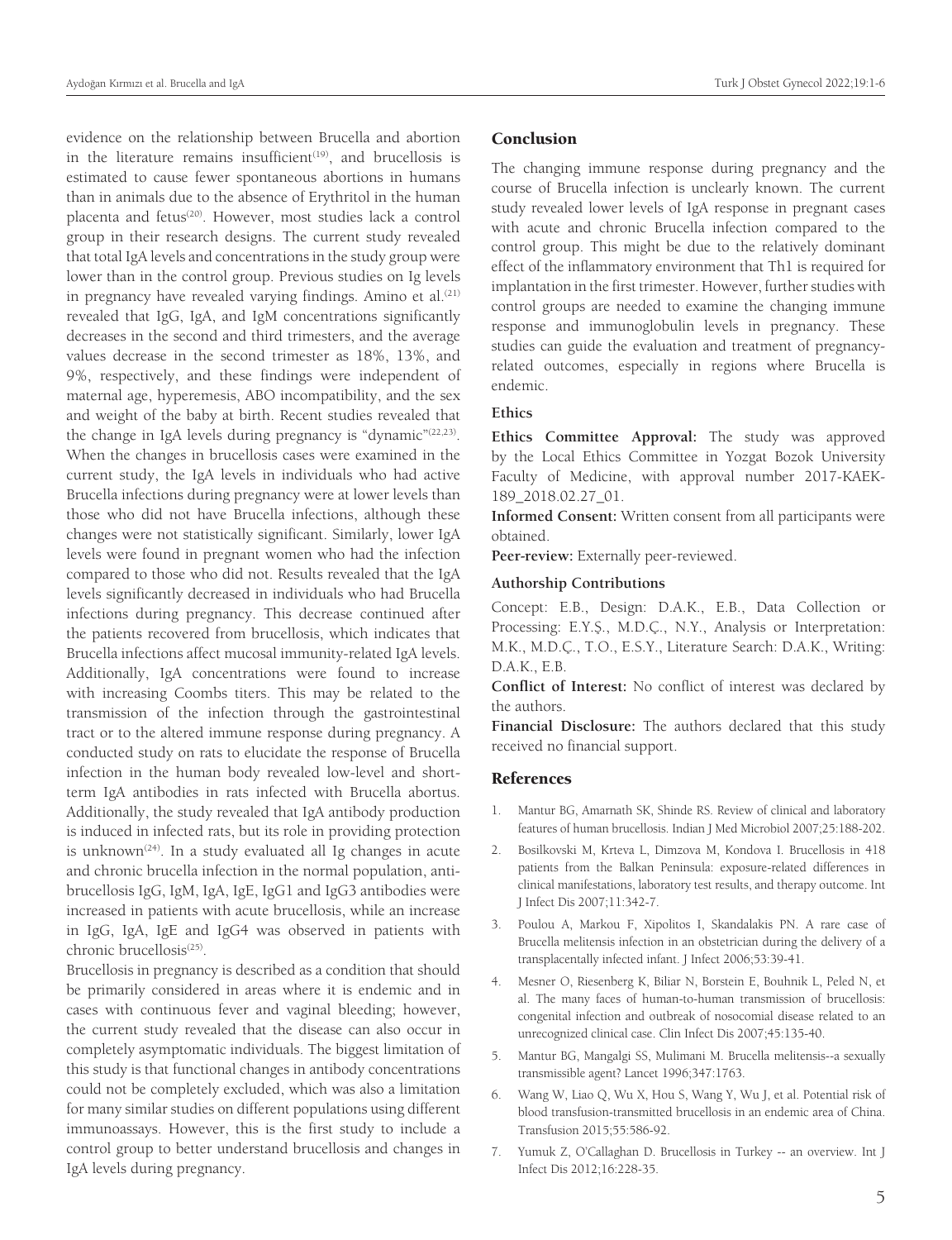evidence on the relationship between Brucella and abortion in the literature remains insufficient[19], and brucellosis is estimated to cause fewer spontaneous abortions in humans than in animals due to the absence of Erythritol in the human placenta and fetus[20]. However, most studies lack a control group in their research designs. The current study revealed that total IgA levels and concentrations in the study group were lower than in the control group. Previous studies on Ig levels in pregnancy have revealed varying findings. Amino et al.[21] revealed that IgG, IgA, and IgM concentrations significantly decreases in the second and third trimesters, and the average values decrease in the second trimester as 18%, 13%, and 9%, respectively, and these findings were independent of maternal age, hyperemesis, ABO incompatibility, and the sex and weight of the baby at birth. Recent studies revealed that the change in IgA levels during pregnancy is "dynamic"[22,23]. When the changes in brucellosis cases were examined in the current study, the IgA levels in individuals who had active Brucella infections during pregnancy were at lower levels than those who did not have Brucella infections, although these changes were not statistically significant. Similarly, lower IgA levels were found in pregnant women who had the infection compared to those who did not. Results revealed that the IgA levels significantly decreased in individuals who had Brucella infections during pregnancy. This decrease continued after the patients recovered from brucellosis, which indicates that Brucella infections affect mucosal immunity-related IgA levels. Additionally, IgA concentrations were found to increase with increasing Coombs titers. This may be related to the transmission of the infection through the gastrointestinal tract or to the altered immune response during pregnancy. A conducted study on rats to elucidate the response of Brucella infection in the human body revealed low-level and short-term IgA antibodies in rats infected with Brucella abortus. Additionally, the study revealed that IgA antibody production is induced in infected rats, but its role in providing protection is unknown[24]. In a study evaluated all Ig changes in acute and chronic brucella infection in the normal population, anti-brucellosis IgG, IgM, IgA, IgE, IgG1 and IgG3 antibodies were increased in patients with acute brucellosis, while an increase in IgG, IgA, IgE and IgG4 was observed in patients with chronic brucellosis[25].

Brucellosis in pregnancy is described as a condition that should be primarily considered in areas where it is endemic and in cases with continuous fever and vaginal bleeding; however, the current study revealed that the disease can also occur in completely asymptomatic individuals. The biggest limitation of this study is that functional changes in antibody concentrations could not be completely excluded, which was also a limitation for many similar studies on different populations using different immunoassays. However, this is the first study to include a control group to better understand brucellosis and changes in IgA levels during pregnancy.

## Conclusion

The changing immune response during pregnancy and the course of Brucella infection is unclearly known. The current study revealed lower levels of IgA response in pregnant cases with acute and chronic Brucella infection compared to the control group. This might be due to the relatively dominant effect of the inflammatory environment that Th1 is required for implantation in the first trimester. However, further studies with control groups are needed to examine the changing immune response and immunoglobulin levels in pregnancy. These studies can guide the evaluation and treatment of pregnancy-related outcomes, especially in regions where Brucella is endemic.

### Ethics

**Ethics Committee Approval:** The study was approved by the Local Ethics Committee in Yozgat Bozok University Faculty of Medicine, with approval number 2017-KAEK-189_2018.02.27_01.

**Informed Consent:** Written consent from all participants were obtained.

**Peer-review:** Externally peer-reviewed.

### Authorship Contributions

Concept: E.B., Design: D.A.K., E.B., Data Collection or Processing: E.Y.Ş., M.D.Ç., N.Y., Analysis or Interpretation: M.K., M.D.Ç., T.O., E.S.Y., Literature Search: D.A.K., Writing: D.A.K., E.B.

**Conflict of Interest:** No conflict of interest was declared by the authors.

**Financial Disclosure:** The authors declared that this study received no financial support.

## References

1. Mantur BG, Amarnath SK, Shinde RS. Review of clinical and laboratory features of human brucellosis. Indian J Med Microbiol 2007;25:188-202.
2. Bosilkovski M, Krteva L, Dimzova M, Kondova I. Brucellosis in 418 patients from the Balkan Peninsula: exposure-related differences in clinical manifestations, laboratory test results, and therapy outcome. Int J Infect Dis 2007;11:342-7.
3. Poulou A, Markou F, Xipolitos I, Skandalakis PN. A rare case of Brucella melitensis infection in an obstetrician during the delivery of a transplacentally infected infant. J Infect 2006;53:39-41.
4. Mesner O, Riesenberg K, Biliar N, Borstein E, Bouhnik L, Peled N, et al. The many faces of human-to-human transmission of brucellosis: congenital infection and outbreak of nosocomial disease related to an unrecognized clinical case. Clin Infect Dis 2007;45:135-40.
5. Mantur BG, Mangalgi SS, Mulimani M. Brucella melitensis--a sexually transmissible agent? Lancet 1996;347:1763.
6. Wang W, Liao Q, Wu X, Hou S, Wang Y, Wu J, et al. Potential risk of blood transfusion-transmitted brucellosis in an endemic area of China. Transfusion 2015;55:586-92.
7. Yumuk Z, O'Callaghan D. Brucellosis in Turkey -- an overview. Int J Infect Dis 2012;16:228-35.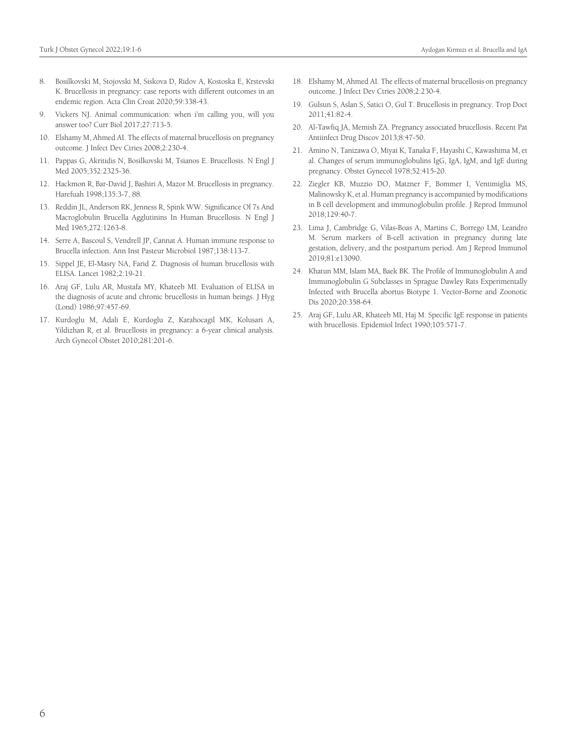8. Bosilkovski M, Stojovski M, Siskova D, Ridov A, Kostoska E, Krstevski K. Brucellosis in pregnancy: case reports with different outcomes in an endemic region. Acta Clin Croat 2020;59:338-43.
9. Vickers NJ. Animal communication: when i'm calling you, will you answer too? Curr Biol 2017;27:713-5.
10. Elshamy M, Ahmed AI. The effects of maternal brucellosis on pregnancy outcome. J Infect Dev Ctries 2008;2:230-4.
11. Pappas G, Akritidis N, Bosilkovski M, Tsianos E. Brucellosis. N Engl J Med 2005;352:2325-36.
12. Hackmon R, Bar-David J, Bashiri A, Mazor M. Brucellosis in pregnancy. Harefuah 1998;135:3-7, 88.
13. Reddin JL, Anderson RK, Jenness R, Spink WW. Significance Of 7s And Macroglobulin Brucella Agglutinins In Human Brucellosis. N Engl J Med 1965;272:1263-8.
14. Serre A, Bascoul S, Vendrell JP, Cannat A. Human immune response to Brucella infection. Ann Inst Pasteur Microbiol 1987;138:113-7.
15. Sippel JE, El-Masry NA, Farid Z. Diagnosis of human brucellosis with ELISA. Lancet 1982;2:19-21.
16. Araj GF, Lulu AR, Mustafa MY, Khateeb MI. Evaluation of ELISA in the diagnosis of acute and chronic brucellosis in human beings. J Hyg (Lond) 1986;97:457-69.
17. Kurdoglu M, Adali E, Kurdoglu Z, Karahocagil MK, Kolusari A, Yildizhan R, et al. Brucellosis in pregnancy: a 6-year clinical analysis. Arch Gynecol Obstet 2010;281:201-6.
18. Elshamy M, Ahmed AI. The effects of maternal brucellosis on pregnancy outcome. J Infect Dev Ctries 2008;2:230-4.
19. Gulsun S, Aslan S, Satici O, Gul T. Brucellosis in pregnancy. Trop Doct 2011;41:82-4.
20. Al-Tawfiq JA, Memish ZA. Pregnancy associated brucellosis. Recent Pat Antiinfect Drug Discov 2013;8:47-50.
21. Amino N, Tanizawa O, Miyai K, Tanaka F, Hayashi C, Kawashima M, et al. Changes of serum immunoglobulins IgG, IgA, IgM, and IgE during pregnancy. Obstet Gynecol 1978;52:415-20.
22. Ziegler KB, Muzzio DO, Matzner F, Bommer I, Ventimiglia MS, Malinowsky K, et al. Human pregnancy is accompanied by modifications in B cell development and immunoglobulin profile. J Reprod Immunol 2018;129:40-7.
23. Lima J, Cambridge G, Vilas-Boas A, Martins C, Borrego LM, Leandro M. Serum markers of B-cell activation in pregnancy during late gestation, delivery, and the postpartum period. Am J Reprod Immunol 2019;81:e13090.
24. Khatun MM, Islam MA, Baek BK. The Profile of Immunoglobulin A and Immunoglobulin G Subclasses in Sprague Dawley Rats Experimentally Infected with Brucella abortus Biotype 1. Vector-Borne and Zoonotic Dis 2020;20:358-64.
25. Araj GF, Lulu AR, Khateeb MI, Haj M. Specific IgE response in patients with brucellosis. Epidemiol Infect 1990;105:571-7.